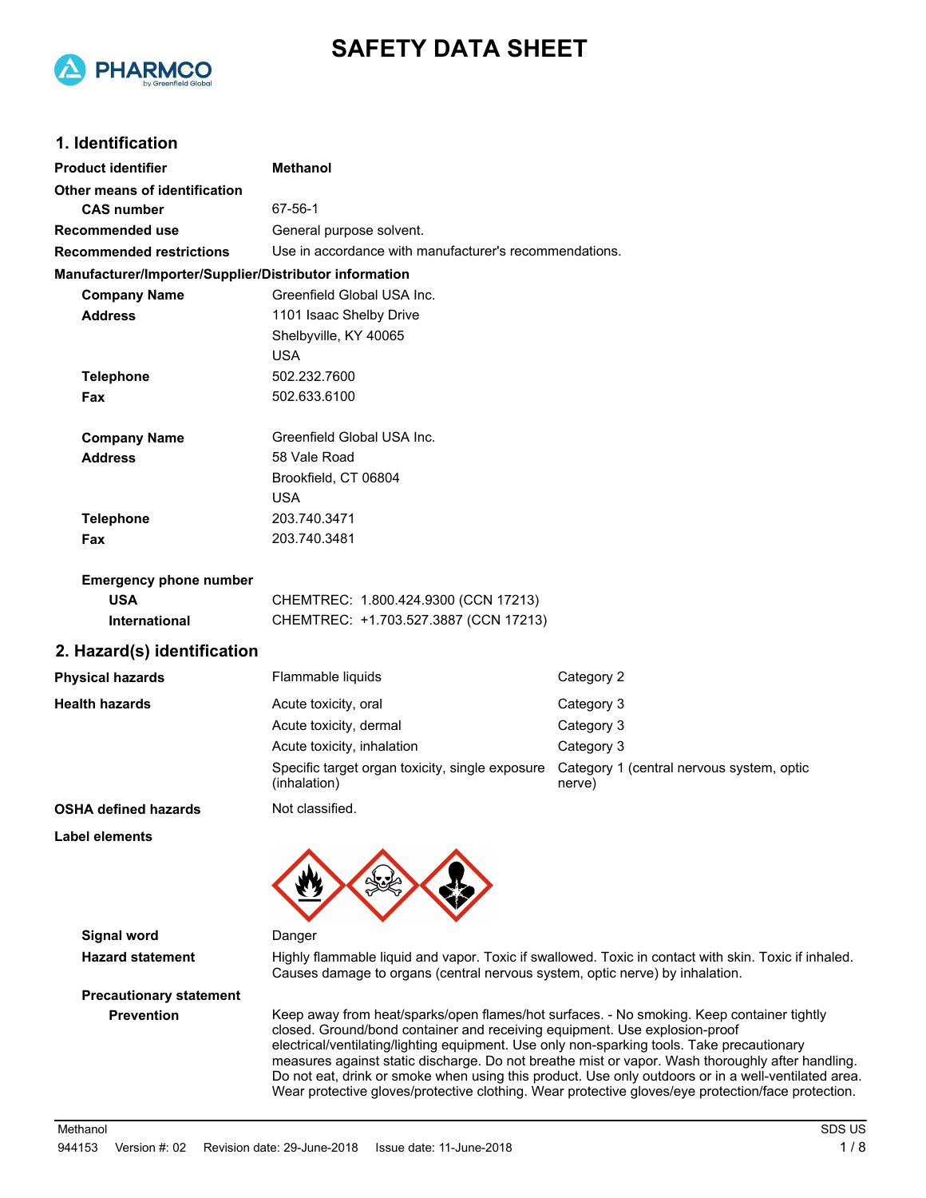# SAFETY DATA SHEET

## 1. Identification

| | |
|---|---|
| **Product identifier** | **Methanol** |
| **Other means of identification** | |
| **CAS number** | 67-56-1 |
| **Recommended use** | General purpose solvent. |
| **Recommended restrictions** | Use in accordance with manufacturer's recommendations. |

**Manufacturer/Importer/Supplier/Distributor information**

| | |
|---|---|
| **Company Name** | Greenfield Global USA Inc. |
| **Address** | 1101 Isaac Shelby Drive<br>Shelbyville, KY 40065<br>USA |
| **Telephone** | 502.232.7600 |
| **Fax** | 502.633.6100 |
| **Company Name** | Greenfield Global USA Inc. |
| **Address** | 58 Vale Road<br>Brookfield, CT 06804<br>USA |
| **Telephone** | 203.740.3471 |
| **Fax** | 203.740.3481 |
| **Emergency phone number** | |
| **USA** | CHEMTREC: 1.800.424.9300 (CCN 17213) |
| **International** | CHEMTREC: +1.703.527.3887 (CCN 17213) |

## 2. Hazard(s) identification

| | | |
|---|---|---|
| **Physical hazards** | Flammable liquids | Category 2 |
| **Health hazards** | Acute toxicity, oral | Category 3 |
| | Acute toxicity, dermal | Category 3 |
| | Acute toxicity, inhalation | Category 3 |
| | Specific target organ toxicity, single exposure (inhalation) | Category 1 (central nervous system, optic nerve) |
| **OSHA defined hazards** | Not classified. | |

**Label elements**

**Signal word** Danger

**Hazard statement** Highly flammable liquid and vapor. Toxic if swallowed. Toxic in contact with skin. Toxic if inhaled. Causes damage to organs (central nervous system, optic nerve) by inhalation.

**Precautionary statement**

**Prevention** Keep away from heat/sparks/open flames/hot surfaces. - No smoking. Keep container tightly closed. Ground/bond container and receiving equipment. Use explosion-proof electrical/ventilating/lighting equipment. Use only non-sparking tools. Take precautionary measures against static discharge. Do not breathe mist or vapor. Wash thoroughly after handling. Do not eat, drink or smoke when using this product. Use only outdoors or in a well-ventilated area. Wear protective gloves/protective clothing. Wear protective gloves/eye protection/face protection.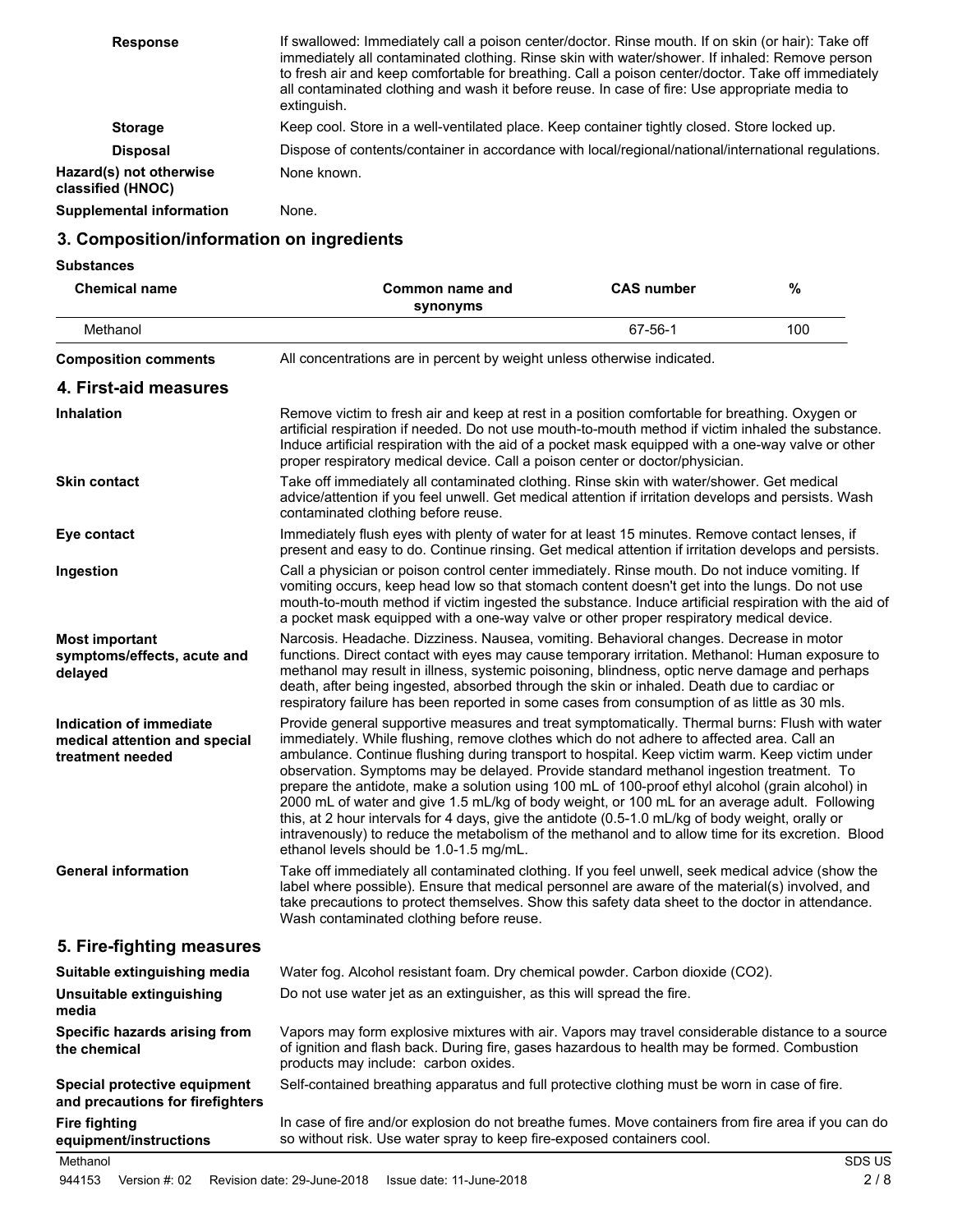**Response** If swallowed: Immediately call a poison center/doctor. Rinse mouth. If on skin (or hair): Take off immediately all contaminated clothing. Rinse skin with water/shower. If inhaled: Remove person to fresh air and keep comfortable for breathing. Call a poison center/doctor. Take off immediately all contaminated clothing and wash it before reuse. In case of fire: Use appropriate media to extinguish.

**Storage** Keep cool. Store in a well-ventilated place. Keep container tightly closed. Store locked up.

**Disposal** Dispose of contents/container in accordance with local/regional/national/international regulations.

**Hazard(s) not otherwise classified (HNOC)** None known.

**Supplemental information** None.

## 3. Composition/information on ingredients

**Substances**

| Chemical name | Common name and synonyms | CAS number | % |
|---|---|---|---|
| Methanol | | 67-56-1 | 100 |

**Composition comments** All concentrations are in percent by weight unless otherwise indicated.

## 4. First-aid measures

**Inhalation** Remove victim to fresh air and keep at rest in a position comfortable for breathing. Oxygen or artificial respiration if needed. Do not use mouth-to-mouth method if victim inhaled the substance. Induce artificial respiration with the aid of a pocket mask equipped with a one-way valve or other proper respiratory medical device. Call a poison center or doctor/physician.

**Skin contact** Take off immediately all contaminated clothing. Rinse skin with water/shower. Get medical advice/attention if you feel unwell. Get medical attention if irritation develops and persists. Wash contaminated clothing before reuse.

**Eye contact** Immediately flush eyes with plenty of water for at least 15 minutes. Remove contact lenses, if present and easy to do. Continue rinsing. Get medical attention if irritation develops and persists.

**Ingestion** Call a physician or poison control center immediately. Rinse mouth. Do not induce vomiting. If vomiting occurs, keep head low so that stomach content doesn't get into the lungs. Do not use mouth-to-mouth method if victim ingested the substance. Induce artificial respiration with the aid of a pocket mask equipped with a one-way valve or other proper respiratory medical device.

**Most important symptoms/effects, acute and delayed** Narcosis. Headache. Dizziness. Nausea, vomiting. Behavioral changes. Decrease in motor functions. Direct contact with eyes may cause temporary irritation. Methanol: Human exposure to methanol may result in illness, systemic poisoning, blindness, optic nerve damage and perhaps death, after being ingested, absorbed through the skin or inhaled. Death due to cardiac or respiratory failure has been reported in some cases from consumption of as little as 30 mls.

**Indication of immediate medical attention and special treatment needed** Provide general supportive measures and treat symptomatically. Thermal burns: Flush with water immediately. While flushing, remove clothes which do not adhere to affected area. Call an ambulance. Continue flushing during transport to hospital. Keep victim warm. Keep victim under observation. Symptoms may be delayed. Provide standard methanol ingestion treatment. To prepare the antidote, make a solution using 100 mL of 100-proof ethyl alcohol (grain alcohol) in 2000 mL of water and give 1.5 mL/kg of body weight, or 100 mL for an average adult. Following this, at 2 hour intervals for 4 days, give the antidote (0.5-1.0 mL/kg of body weight, orally or intravenously) to reduce the metabolism of the methanol and to allow time for its excretion. Blood ethanol levels should be 1.0-1.5 mg/mL.

**General information** Take off immediately all contaminated clothing. If you feel unwell, seek medical advice (show the label where possible). Ensure that medical personnel are aware of the material(s) involved, and take precautions to protect themselves. Show this safety data sheet to the doctor in attendance. Wash contaminated clothing before reuse.

## 5. Fire-fighting measures

**Suitable extinguishing media** Water fog. Alcohol resistant foam. Dry chemical powder. Carbon dioxide ($CO_2$).

**Unsuitable extinguishing media** Do not use water jet as an extinguisher, as this will spread the fire.

**Specific hazards arising from the chemical** Vapors may form explosive mixtures with air. Vapors may travel considerable distance to a source of ignition and flash back. During fire, gases hazardous to health may be formed. Combustion products may include: carbon oxides.

**Special protective equipment and precautions for firefighters** Self-contained breathing apparatus and full protective clothing must be worn in case of fire.

**Fire fighting equipment/instructions** In case of fire and/or explosion do not breathe fumes. Move containers from fire area if you can do so without risk. Use water spray to keep fire-exposed containers cool.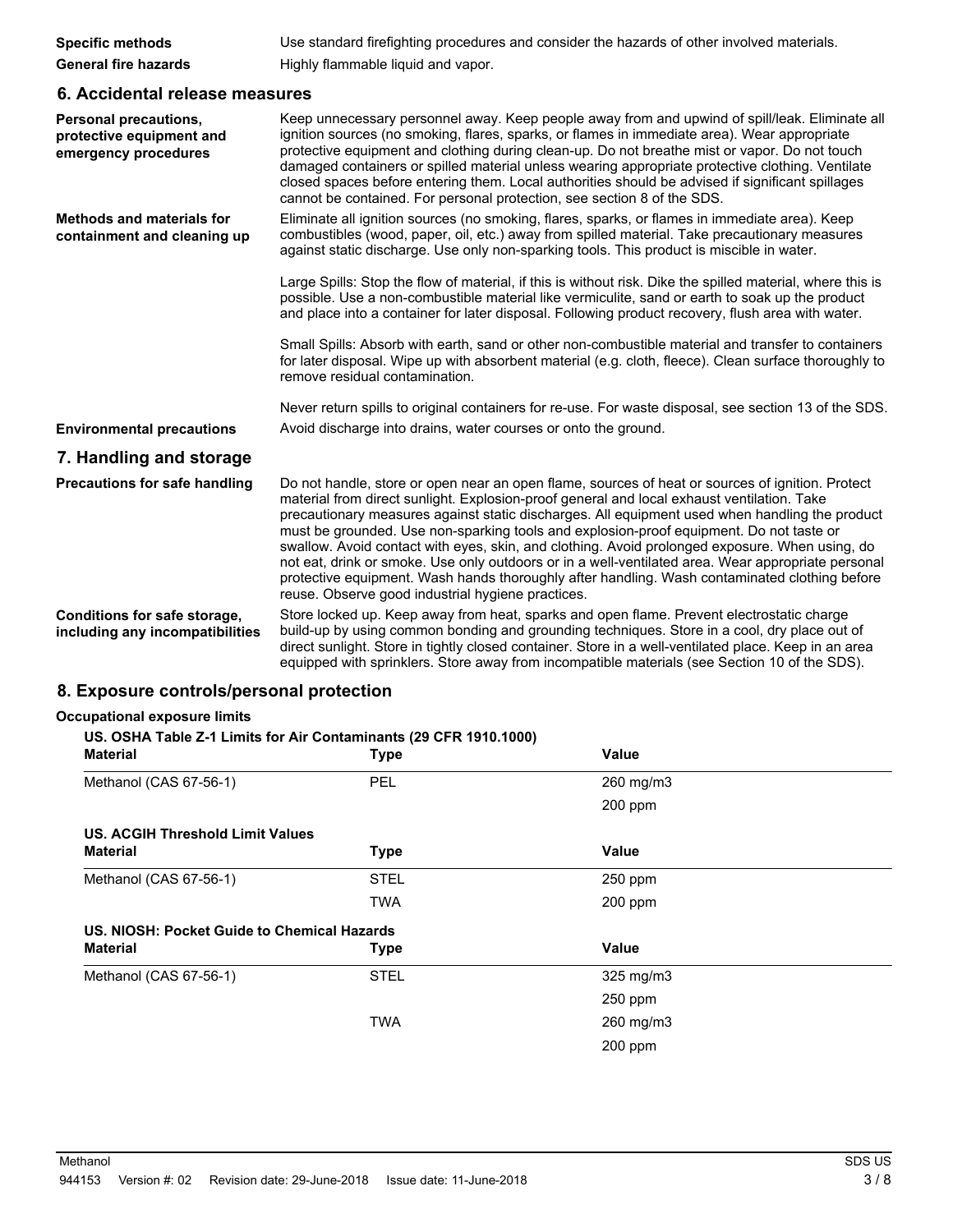**Specific methods** Use standard firefighting procedures and consider the hazards of other involved materials.

**General fire hazards** Highly flammable liquid and vapor.

## 6. Accidental release measures

**Personal precautions, protective equipment and emergency procedures**

Keep unnecessary personnel away. Keep people away from and upwind of spill/leak. Eliminate all ignition sources (no smoking, flares, sparks, or flames in immediate area). Wear appropriate protective equipment and clothing during clean-up. Do not breathe mist or vapor. Do not touch damaged containers or spilled material unless wearing appropriate protective clothing. Ventilate closed spaces before entering them. Local authorities should be advised if significant spillages cannot be contained. For personal protection, see section 8 of the SDS.

**Methods and materials for containment and cleaning up**

Eliminate all ignition sources (no smoking, flares, sparks, or flames in immediate area). Keep combustibles (wood, paper, oil, etc.) away from spilled material. Take precautionary measures against static discharge. Use only non-sparking tools. This product is miscible in water.

Large Spills: Stop the flow of material, if this is without risk. Dike the spilled material, where this is possible. Use a non-combustible material like vermiculite, sand or earth to soak up the product and place into a container for later disposal. Following product recovery, flush area with water.

Small Spills: Absorb with earth, sand or other non-combustible material and transfer to containers for later disposal. Wipe up with absorbent material (e.g. cloth, fleece). Clean surface thoroughly to remove residual contamination.

Never return spills to original containers for re-use. For waste disposal, see section 13 of the SDS.

**Environmental precautions** Avoid discharge into drains, water courses or onto the ground.

## 7. Handling and storage

**Precautions for safe handling**

Do not handle, store or open near an open flame, sources of heat or sources of ignition. Protect material from direct sunlight. Explosion-proof general and local exhaust ventilation. Take precautionary measures against static discharges. All equipment used when handling the product must be grounded. Use non-sparking tools and explosion-proof equipment. Do not taste or swallow. Avoid contact with eyes, skin, and clothing. Avoid prolonged exposure. When using, do not eat, drink or smoke. Use only outdoors or in a well-ventilated area. Wear appropriate personal protective equipment. Wash hands thoroughly after handling. Wash contaminated clothing before reuse. Observe good industrial hygiene practices.

**Conditions for safe storage, including any incompatibilities**

Store locked up. Keep away from heat, sparks and open flame. Prevent electrostatic charge build-up by using common bonding and grounding techniques. Store in a cool, dry place out of direct sunlight. Store in tightly closed container. Store in a well-ventilated place. Keep in an area equipped with sprinklers. Store away from incompatible materials (see Section 10 of the SDS).

## 8. Exposure controls/personal protection

### Occupational exposure limits

**US. OSHA Table Z-1 Limits for Air Contaminants (29 CFR 1910.1000)**

| Material | Type | Value |
|---|---|---|
| Methanol (CAS 67-56-1) | PEL | 260 mg/m3 |
| | | 200 ppm |

**US. ACGIH Threshold Limit Values**

| Material | Type | Value |
|---|---|---|
| Methanol (CAS 67-56-1) | STEL | 250 ppm |
| | TWA | 200 ppm |

**US. NIOSH: Pocket Guide to Chemical Hazards**

| Material | Type | Value |
|---|---|---|
| Methanol (CAS 67-56-1) | STEL | 325 mg/m3 |
| | | 250 ppm |
| | TWA | 260 mg/m3 |
| | | 200 ppm |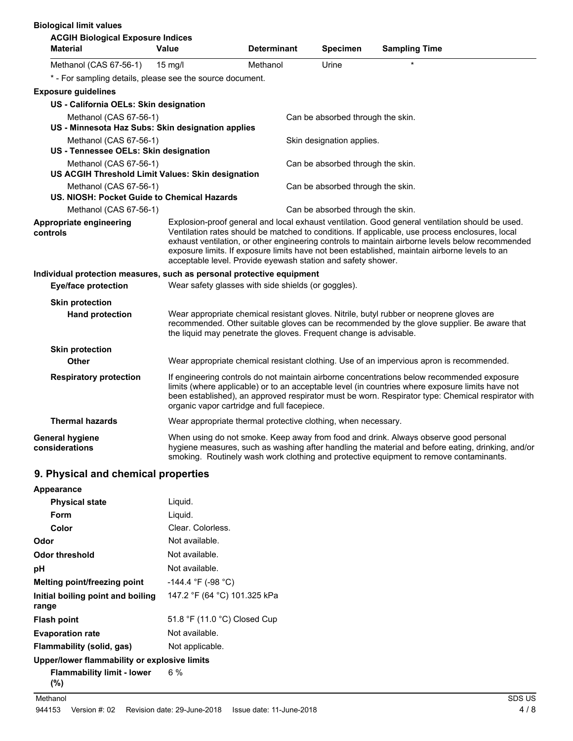**Biological limit values**

**ACGIH Biological Exposure Indices**

| Material | Value | Determinant | Specimen | Sampling Time |
|---|---|---|---|---|
| Methanol (CAS 67-56-1) | 15 mg/l | Methanol | Urine | * |

* - For sampling details, please see the source document.

**Exposure guidelines**

**US - California OELs: Skin designation**

| | |
|---|---|
| Methanol (CAS 67-56-1) | Can be absorbed through the skin. |

**US - Minnesota Haz Subs: Skin designation applies**

| | |
|---|---|
| Methanol (CAS 67-56-1) | Skin designation applies. |

**US - Tennessee OELs: Skin designation**

| | |
|---|---|
| Methanol (CAS 67-56-1) | Can be absorbed through the skin. |

**US ACGIH Threshold Limit Values: Skin designation**

| | |
|---|---|
| Methanol (CAS 67-56-1) | Can be absorbed through the skin. |

**US. NIOSH: Pocket Guide to Chemical Hazards**

| | |
|---|---|
| Methanol (CAS 67-56-1) | Can be absorbed through the skin. |

**Appropriate engineering controls**

Explosion-proof general and local exhaust ventilation. Good general ventilation should be used. Ventilation rates should be matched to conditions. If applicable, use process enclosures, local exhaust ventilation, or other engineering controls to maintain airborne levels below recommended exposure limits. If exposure limits have not been established, maintain airborne levels to an acceptable level. Provide eyewash station and safety shower.

**Individual protection measures, such as personal protective equipment**

**Eye/face protection**

Wear safety glasses with side shields (or goggles).

**Skin protection**

**Hand protection**

Wear appropriate chemical resistant gloves. Nitrile, butyl rubber or neoprene gloves are recommended. Other suitable gloves can be recommended by the glove supplier. Be aware that the liquid may penetrate the gloves. Frequent change is advisable.

**Skin protection**

**Other**

Wear appropriate chemical resistant clothing. Use of an impervious apron is recommended.

**Respiratory protection**

If engineering controls do not maintain airborne concentrations below recommended exposure limits (where applicable) or to an acceptable level (in countries where exposure limits have not been established), an approved respirator must be worn. Respirator type: Chemical respirator with organic vapor cartridge and full facepiece.

**Thermal hazards**

Wear appropriate thermal protective clothing, when necessary.

**General hygiene considerations**

When using do not smoke. Keep away from food and drink. Always observe good personal hygiene measures, such as washing after handling the material and before eating, drinking, and/or smoking. Routinely wash work clothing and protective equipment to remove contaminants.

## 9. Physical and chemical properties

**Appearance**

| | |
|---|---|
| **Physical state** | Liquid. |
| **Form** | Liquid. |
| **Color** | Clear. Colorless. |
| **Odor** | Not available. |
| **Odor threshold** | Not available. |
| **pH** | Not available. |
| **Melting point/freezing point** | -144.4 °F (-98 °C) |
| **Initial boiling point and boiling range** | 147.2 °F (64 °C) 101.325 kPa |
| **Flash point** | 51.8 °F (11.0 °C) Closed Cup |
| **Evaporation rate** | Not available. |
| **Flammability (solid, gas)** | Not applicable. |

**Upper/lower flammability or explosive limits**

| | |
|---|---|
| **Flammability limit - lower (%)** | 6 % |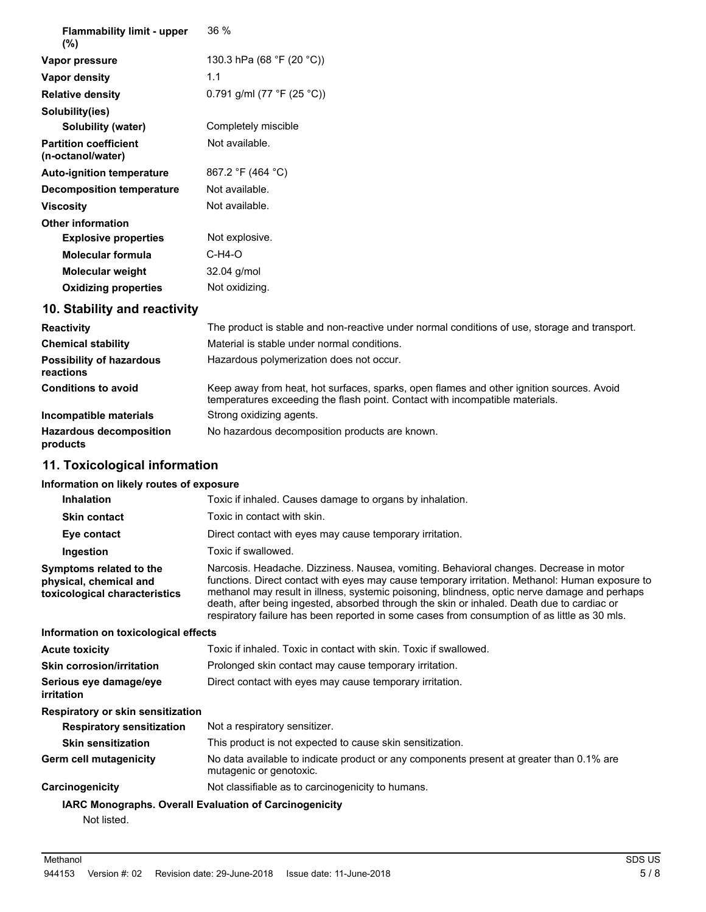| | |
|---|---|
| **Flammability limit - upper (%)** | 36 % |
| **Vapor pressure** | 130.3 hPa (68 °F (20 °C)) |
| **Vapor density** | 1.1 |
| **Relative density** | 0.791 g/ml (77 °F (25 °C)) |
| **Solubility(ies)** | |
| **Solubility (water)** | Completely miscible |
| **Partition coefficient (n-octanol/water)** | Not available. |
| **Auto-ignition temperature** | 867.2 °F (464 °C) |
| **Decomposition temperature** | Not available. |
| **Viscosity** | Not available. |
| **Other information** | |
| **Explosive properties** | Not explosive. |
| **Molecular formula** | C-H4-O |
| **Molecular weight** | 32.04 g/mol |
| **Oxidizing properties** | Not oxidizing. |

## 10. Stability and reactivity

| | |
|---|---|
| **Reactivity** | The product is stable and non-reactive under normal conditions of use, storage and transport. |
| **Chemical stability** | Material is stable under normal conditions. |
| **Possibility of hazardous reactions** | Hazardous polymerization does not occur. |
| **Conditions to avoid** | Keep away from heat, hot surfaces, sparks, open flames and other ignition sources. Avoid temperatures exceeding the flash point. Contact with incompatible materials. |
| **Incompatible materials** | Strong oxidizing agents. |
| **Hazardous decomposition products** | No hazardous decomposition products are known. |

## 11. Toxicological information

**Information on likely routes of exposure**

| | |
|---|---|
| **Inhalation** | Toxic if inhaled. Causes damage to organs by inhalation. |
| **Skin contact** | Toxic in contact with skin. |
| **Eye contact** | Direct contact with eyes may cause temporary irritation. |
| **Ingestion** | Toxic if swallowed. |
| **Symptoms related to the physical, chemical and toxicological characteristics** | Narcosis. Headache. Dizziness. Nausea, vomiting. Behavioral changes. Decrease in motor functions. Direct contact with eyes may cause temporary irritation. Methanol: Human exposure to methanol may result in illness, systemic poisoning, blindness, optic nerve damage and perhaps death, after being ingested, absorbed through the skin or inhaled. Death due to cardiac or respiratory failure has been reported in some cases from consumption of as little as 30 mls. |

**Information on toxicological effects**

| | |
|---|---|
| **Acute toxicity** | Toxic if inhaled. Toxic in contact with skin. Toxic if swallowed. |
| **Skin corrosion/irritation** | Prolonged skin contact may cause temporary irritation. |
| **Serious eye damage/eye irritation** | Direct contact with eyes may cause temporary irritation. |
| **Respiratory or skin sensitization** | |
| **Respiratory sensitization** | Not a respiratory sensitizer. |
| **Skin sensitization** | This product is not expected to cause skin sensitization. |
| **Germ cell mutagenicity** | No data available to indicate product or any components present at greater than 0.1% are mutagenic or genotoxic. |
| **Carcinogenicity** | Not classifiable as to carcinogenicity to humans. |

**IARC Monographs. Overall Evaluation of Carcinogenicity**

Not listed.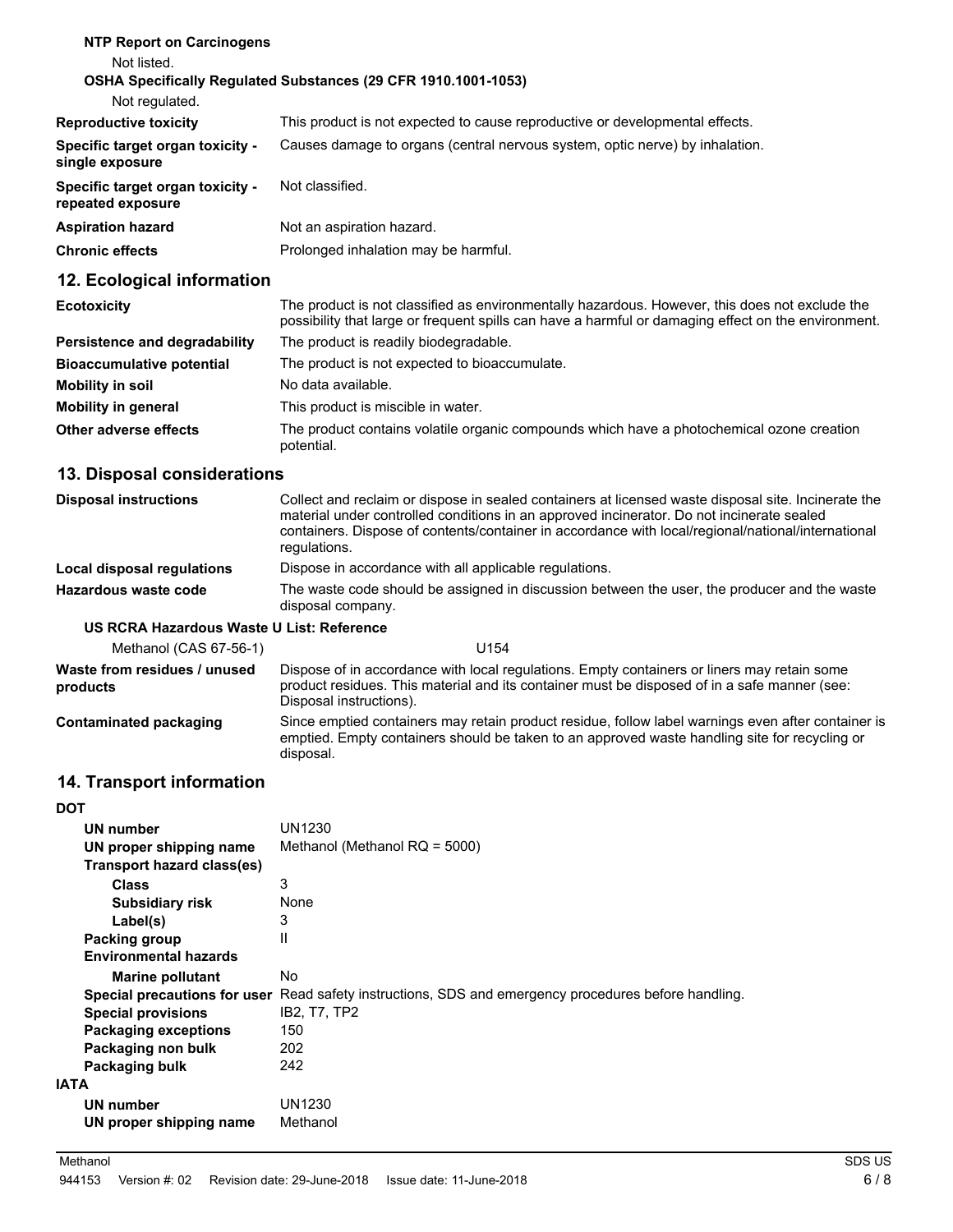**NTP Report on Carcinogens**

Not listed.

**OSHA Specifically Regulated Substances (29 CFR 1910.1001-1053)**

Not regulated.

| | |
|---|---|
| **Reproductive toxicity** | This product is not expected to cause reproductive or developmental effects. |
| **Specific target organ toxicity - single exposure** | Causes damage to organs (central nervous system, optic nerve) by inhalation. |
| **Specific target organ toxicity - repeated exposure** | Not classified. |
| **Aspiration hazard** | Not an aspiration hazard. |
| **Chronic effects** | Prolonged inhalation may be harmful. |

## 12. Ecological information

| | |
|---|---|
| **Ecotoxicity** | The product is not classified as environmentally hazardous. However, this does not exclude the possibility that large or frequent spills can have a harmful or damaging effect on the environment. |
| **Persistence and degradability** | The product is readily biodegradable. |
| **Bioaccumulative potential** | The product is not expected to bioaccumulate. |
| **Mobility in soil** | No data available. |
| **Mobility in general** | This product is miscible in water. |
| **Other adverse effects** | The product contains volatile organic compounds which have a photochemical ozone creation potential. |

## 13. Disposal considerations

| | |
|---|---|
| **Disposal instructions** | Collect and reclaim or dispose in sealed containers at licensed waste disposal site. Incinerate the material under controlled conditions in an approved incinerator. Do not incinerate sealed containers. Dispose of contents/container in accordance with local/regional/national/international regulations. |
| **Local disposal regulations** | Dispose in accordance with all applicable regulations. |
| **Hazardous waste code** | The waste code should be assigned in discussion between the user, the producer and the waste disposal company. |

**US RCRA Hazardous Waste U List: Reference**

| | |
|---|---|
| Methanol (CAS 67-56-1) | U154 |

| | |
|---|---|
| **Waste from residues / unused products** | Dispose of in accordance with local regulations. Empty containers or liners may retain some product residues. This material and its container must be disposed of in a safe manner (see: Disposal instructions). |
| **Contaminated packaging** | Since emptied containers may retain product residue, follow label warnings even after container is emptied. Empty containers should be taken to an approved waste handling site for recycling or disposal. |

## 14. Transport information

**DOT**

| | |
|---|---|
| **UN number** | UN1230 |
| **UN proper shipping name** | Methanol (Methanol RQ = 5000) |
| **Transport hazard class(es)** | |
| **Class** | 3 |
| **Subsidiary risk** | None |
| **Label(s)** | 3 |
| **Packing group** | II |
| **Environmental hazards** | |
| **Marine pollutant** | No |
| **Special precautions for user** | Read safety instructions, SDS and emergency procedures before handling. |
| **Special provisions** | IB2, T7, TP2 |
| **Packaging exceptions** | 150 |
| **Packaging non bulk** | 202 |
| **Packaging bulk** | 242 |

**IATA**

| | |
|---|---|
| **UN number** | UN1230 |
| **UN proper shipping name** | Methanol |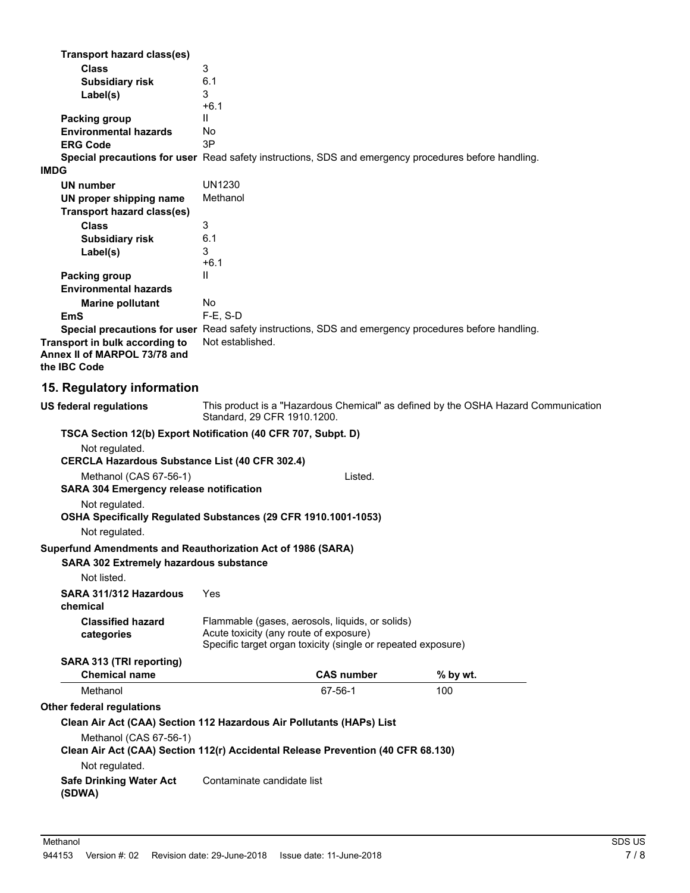**Transport hazard class(es)**

**Class** 3

**Subsidiary risk** 6.1

**Label(s)** 3
+6.1

**Packing group** II

**Environmental hazards** No

**ERG Code** 3P

**Special precautions for user** Read safety instructions, SDS and emergency procedures before handling.

**IMDG**

**UN number** UN1230

**UN proper shipping name** Methanol

**Transport hazard class(es)**

**Class** 3

**Subsidiary risk** 6.1

**Label(s)** 3
+6.1

**Packing group** II

**Environmental hazards**

**Marine pollutant** No

**EmS** F-E, S-D

**Special precautions for user** Read safety instructions, SDS and emergency procedures before handling.

**Transport in bulk according to Annex II of MARPOL 73/78 and the IBC Code** Not established.

## 15. Regulatory information

**US federal regulations** This product is a "Hazardous Chemical" as defined by the OSHA Hazard Communication Standard, 29 CFR 1910.1200.

**TSCA Section 12(b) Export Notification (40 CFR 707, Subpt. D)**

Not regulated.

**CERCLA Hazardous Substance List (40 CFR 302.4)**

Methanol (CAS 67-56-1) Listed.

**SARA 304 Emergency release notification**

Not regulated.

**OSHA Specifically Regulated Substances (29 CFR 1910.1001-1053)**

Not regulated.

**Superfund Amendments and Reauthorization Act of 1986 (SARA)**

**SARA 302 Extremely hazardous substance**

Not listed.

**SARA 311/312 Hazardous chemical** Yes

**Classified hazard categories** Flammable (gases, aerosols, liquids, or solids)
Acute toxicity (any route of exposure)
Specific target organ toxicity (single or repeated exposure)

**SARA 313 (TRI reporting)**

| Chemical name | CAS number | % by wt. |
|---|---|---|
| Methanol | 67-56-1 | 100 |

**Other federal regulations**

**Clean Air Act (CAA) Section 112 Hazardous Air Pollutants (HAPs) List**

Methanol (CAS 67-56-1)

**Clean Air Act (CAA) Section 112(r) Accidental Release Prevention (40 CFR 68.130)**

Not regulated.

**Safe Drinking Water Act (SDWA)** Contaminate candidate list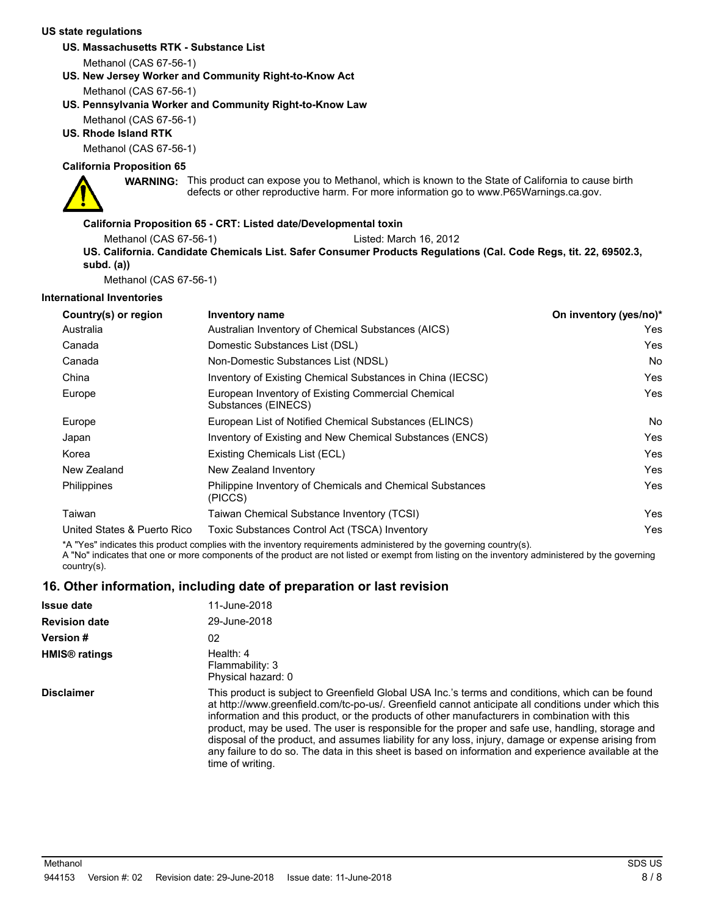**US state regulations**

**US. Massachusetts RTK - Substance List**

Methanol (CAS 67-56-1)

**US. New Jersey Worker and Community Right-to-Know Act**

Methanol (CAS 67-56-1)

**US. Pennsylvania Worker and Community Right-to-Know Law**

Methanol (CAS 67-56-1)

**US. Rhode Island RTK**

Methanol (CAS 67-56-1)

**California Proposition 65**

**WARNING:** This product can expose you to Methanol, which is known to the State of California to cause birth defects or other reproductive harm. For more information go to www.P65Warnings.ca.gov.

**California Proposition 65 - CRT: Listed date/Developmental toxin**

Methanol (CAS 67-56-1) Listed: March 16, 2012

**US. California. Candidate Chemicals List. Safer Consumer Products Regulations (Cal. Code Regs, tit. 22, 69502.3, subd. (a))**

Methanol (CAS 67-56-1)

**International Inventories**

| Country(s) or region | Inventory name | On inventory (yes/no)* |
|---|---|---|
| Australia | Australian Inventory of Chemical Substances (AICS) | Yes |
| Canada | Domestic Substances List (DSL) | Yes |
| Canada | Non-Domestic Substances List (NDSL) | No |
| China | Inventory of Existing Chemical Substances in China (IECSC) | Yes |
| Europe | European Inventory of Existing Commercial Chemical Substances (EINECS) | Yes |
| Europe | European List of Notified Chemical Substances (ELINCS) | No |
| Japan | Inventory of Existing and New Chemical Substances (ENCS) | Yes |
| Korea | Existing Chemicals List (ECL) | Yes |
| New Zealand | New Zealand Inventory | Yes |
| Philippines | Philippine Inventory of Chemicals and Chemical Substances (PICCS) | Yes |
| Taiwan | Taiwan Chemical Substance Inventory (TCSI) | Yes |
| United States & Puerto Rico | Toxic Substances Control Act (TSCA) Inventory | Yes |

*A "Yes" indicates this product complies with the inventory requirements administered by the governing country(s).
A "No" indicates that one or more components of the product are not listed or exempt from listing on the inventory administered by the governing country(s).

## 16. Other information, including date of preparation or last revision

| | |
|---|---|
| **Issue date** | 11-June-2018 |
| **Revision date** | 29-June-2018 |
| **Version #** | 02 |
| **HMIS® ratings** | Health: 4<br>Flammability: 3<br>Physical hazard: 0 |
| **Disclaimer** | This product is subject to Greenfield Global USA Inc.'s terms and conditions, which can be found at http://www.greenfield.com/tc-po-us/. Greenfield cannot anticipate all conditions under which this information and this product, or the products of other manufacturers in combination with this product, may be used. The user is responsible for the proper and safe use, handling, storage and disposal of the product, and assumes liability for any loss, injury, damage or expense arising from any failure to do so. The data in this sheet is based on information and experience available at the time of writing. |